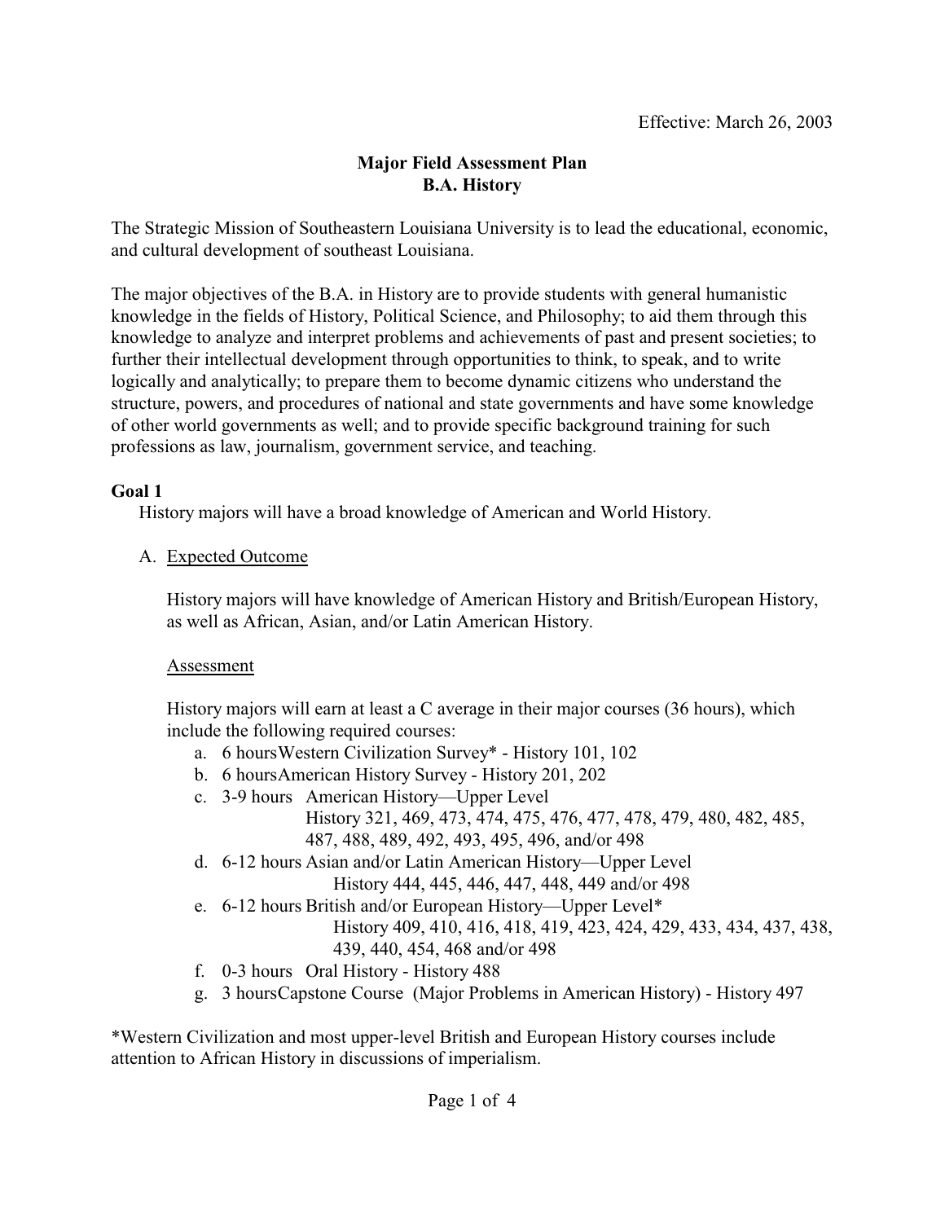Effective: March 26, 2003

# Major Field Assessment Plan
## B.A. History

The Strategic Mission of Southeastern Louisiana University is to lead the educational, economic, and cultural development of southeast Louisiana.

The major objectives of the B.A. in History are to provide students with general humanistic knowledge in the fields of History, Political Science, and Philosophy; to aid them through this knowledge to analyze and interpret problems and achievements of past and present societies; to further their intellectual development through opportunities to think, to speak, and to write logically and analytically; to prepare them to become dynamic citizens who understand the structure, powers, and procedures of national and state governments and have some knowledge of other world governments as well; and to provide specific background training for such professions as law, journalism, government service, and teaching.

### Goal 1

History majors will have a broad knowledge of American and World History.

A. Expected Outcome

History majors will have knowledge of American History and British/European History, as well as African, Asian, and/or Latin American History.

Assessment

History majors will earn at least a C average in their major courses (36 hours), which include the following required courses:

a. 6 hours Western Civilization Survey* - History 101, 102
b. 6 hours American History Survey - History 201, 202
c. 3-9 hours American History—Upper Level
   History 321, 469, 473, 474, 475, 476, 477, 478, 479, 480, 482, 485, 487, 488, 489, 492, 493, 495, 496, and/or 498
d. 6-12 hours Asian and/or Latin American History—Upper Level
   History 444, 445, 446, 447, 448, 449 and/or 498
e. 6-12 hours British and/or European History—Upper Level*
   History 409, 410, 416, 418, 419, 423, 424, 429, 433, 434, 437, 438, 439, 440, 454, 468 and/or 498
f. 0-3 hours Oral History - History 488
g. 3 hours Capstone Course (Major Problems in American History) - History 497

*Western Civilization and most upper-level British and European History courses include attention to African History in discussions of imperialism.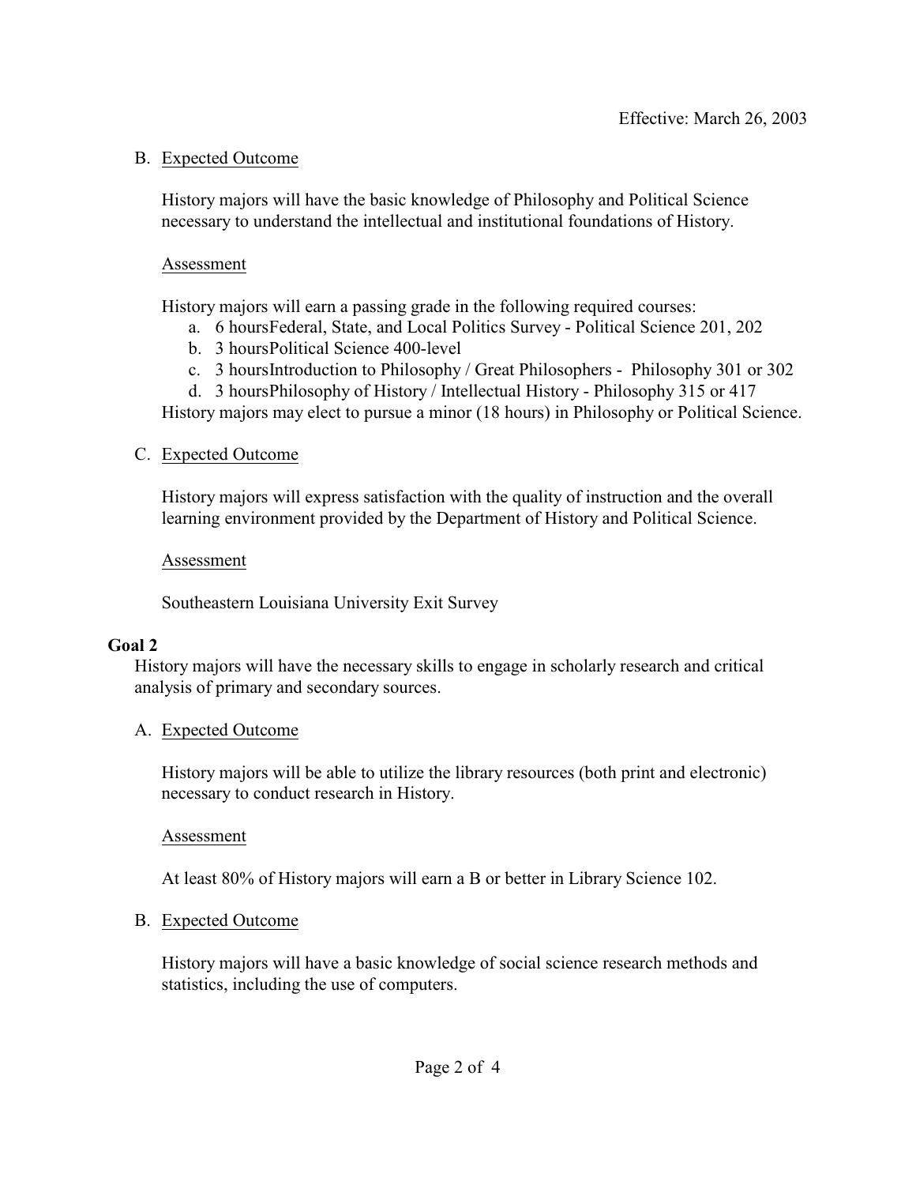Effective: March 26, 2003

B. Expected Outcome

History majors will have the basic knowledge of Philosophy and Political Science necessary to understand the intellectual and institutional foundations of History.

Assessment

History majors will earn a passing grade in the following required courses:

a. 6 hoursFederal, State, and Local Politics Survey - Political Science 201, 202
b. 3 hoursPolitical Science 400-level
c. 3 hoursIntroduction to Philosophy / Great Philosophers - Philosophy 301 or 302
d. 3 hoursPhilosophy of History / Intellectual History - Philosophy 315 or 417

History majors may elect to pursue a minor (18 hours) in Philosophy or Political Science.

C. Expected Outcome

History majors will express satisfaction with the quality of instruction and the overall learning environment provided by the Department of History and Political Science.

Assessment

Southeastern Louisiana University Exit Survey

**Goal 2**

History majors will have the necessary skills to engage in scholarly research and critical analysis of primary and secondary sources.

A. Expected Outcome

History majors will be able to utilize the library resources (both print and electronic) necessary to conduct research in History.

Assessment

At least 80% of History majors will earn a B or better in Library Science 102.

B. Expected Outcome

History majors will have a basic knowledge of social science research methods and statistics, including the use of computers.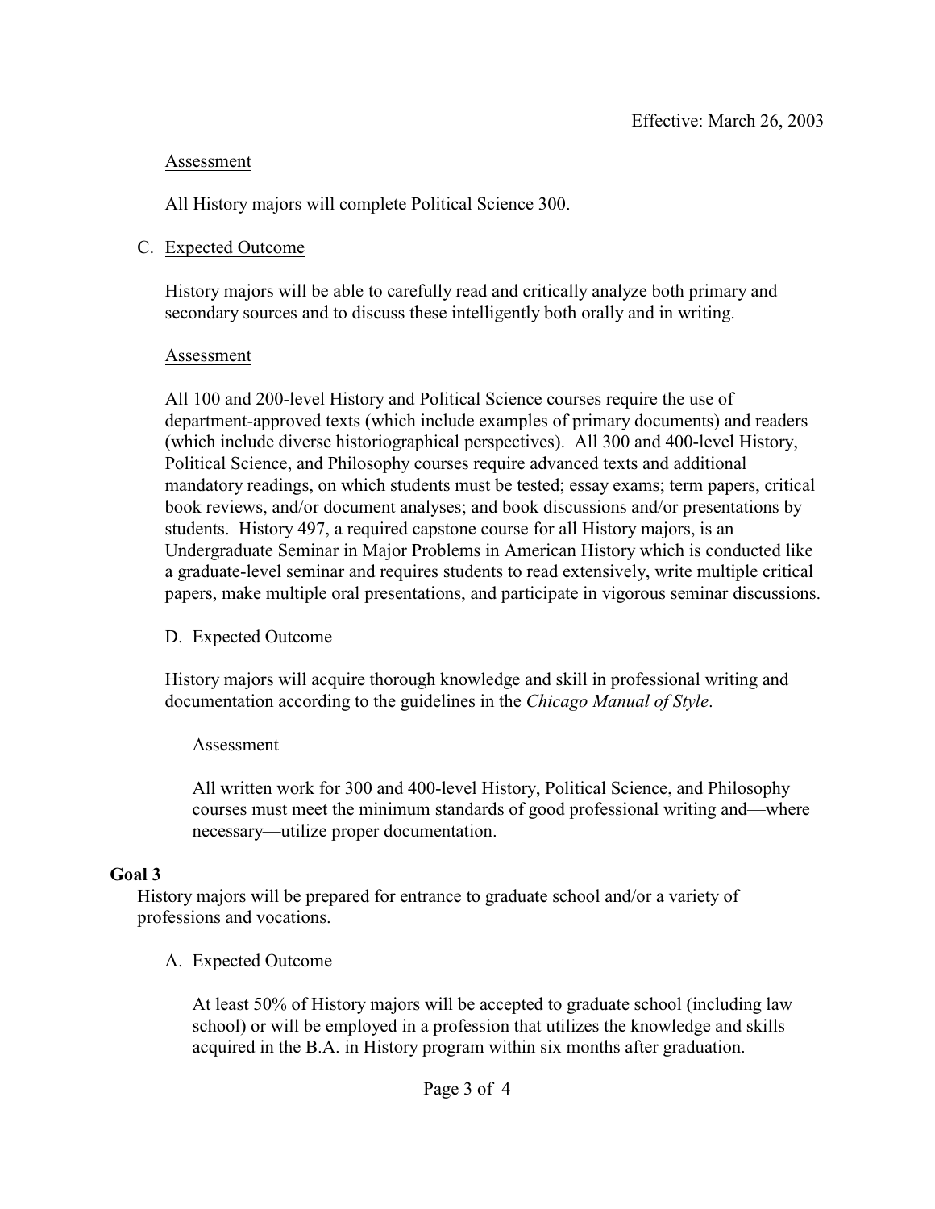Effective: March 26, 2003

Assessment

All History majors will complete Political Science 300.

C. Expected Outcome

History majors will be able to carefully read and critically analyze both primary and secondary sources and to discuss these intelligently both orally and in writing.

Assessment

All 100 and 200-level History and Political Science courses require the use of department-approved texts (which include examples of primary documents) and readers (which include diverse historiographical perspectives). All 300 and 400-level History, Political Science, and Philosophy courses require advanced texts and additional mandatory readings, on which students must be tested; essay exams; term papers, critical book reviews, and/or document analyses; and book discussions and/or presentations by students. History 497, a required capstone course for all History majors, is an Undergraduate Seminar in Major Problems in American History which is conducted like a graduate-level seminar and requires students to read extensively, write multiple critical papers, make multiple oral presentations, and participate in vigorous seminar discussions.

D. Expected Outcome

History majors will acquire thorough knowledge and skill in professional writing and documentation according to the guidelines in the *Chicago Manual of Style*.

Assessment

All written work for 300 and 400-level History, Political Science, and Philosophy courses must meet the minimum standards of good professional writing and—where necessary—utilize proper documentation.

**Goal 3**

History majors will be prepared for entrance to graduate school and/or a variety of professions and vocations.

A. Expected Outcome

At least 50% of History majors will be accepted to graduate school (including law school) or will be employed in a profession that utilizes the knowledge and skills acquired in the B.A. in History program within six months after graduation.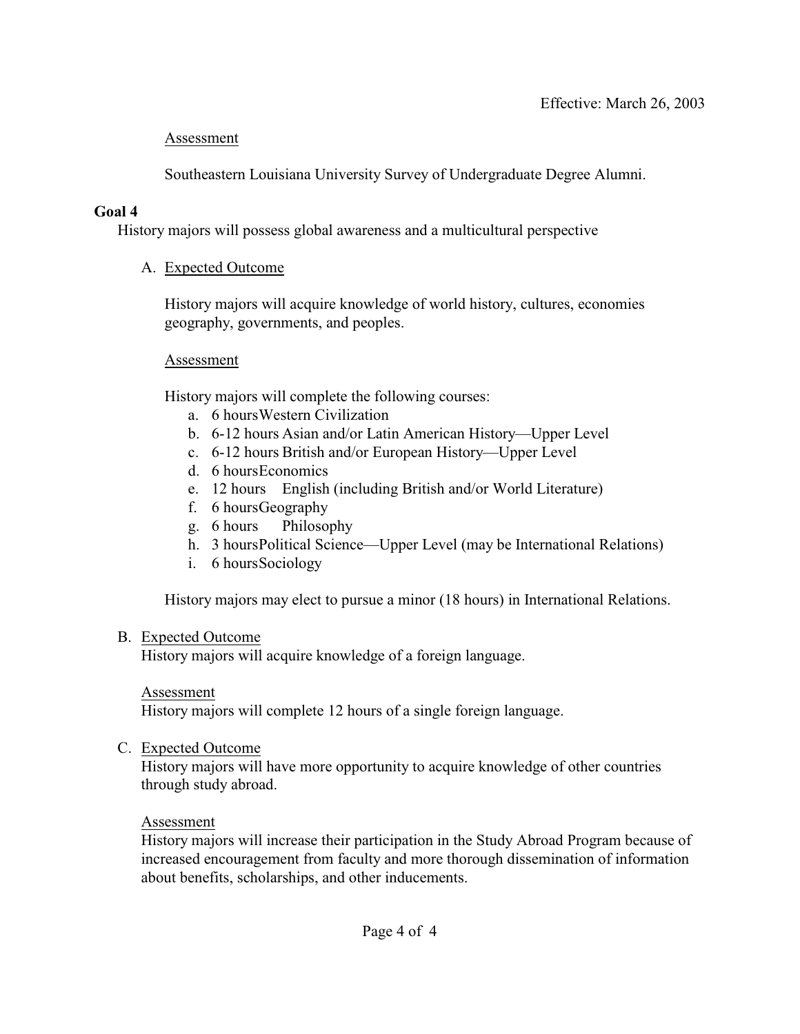Effective: March 26, 2003

Assessment

Southeastern Louisiana University Survey of Undergraduate Degree Alumni.

**Goal 4**

History majors will possess global awareness and a multicultural perspective

A. Expected Outcome

History majors will acquire knowledge of world history, cultures, economies geography, governments, and peoples.

Assessment

History majors will complete the following courses:

a. 6 hours Western Civilization
b. 6-12 hours Asian and/or Latin American History—Upper Level
c. 6-12 hours British and/or European History—Upper Level
d. 6 hours Economics
e. 12 hours English (including British and/or World Literature)
f. 6 hours Geography
g. 6 hours Philosophy
h. 3 hours Political Science—Upper Level (may be International Relations)
i. 6 hours Sociology

History majors may elect to pursue a minor (18 hours) in International Relations.

B. Expected Outcome

History majors will acquire knowledge of a foreign language.

Assessment

History majors will complete 12 hours of a single foreign language.

C. Expected Outcome

History majors will have more opportunity to acquire knowledge of other countries through study abroad.

Assessment

History majors will increase their participation in the Study Abroad Program because of increased encouragement from faculty and more thorough dissemination of information about benefits, scholarships, and other inducements.